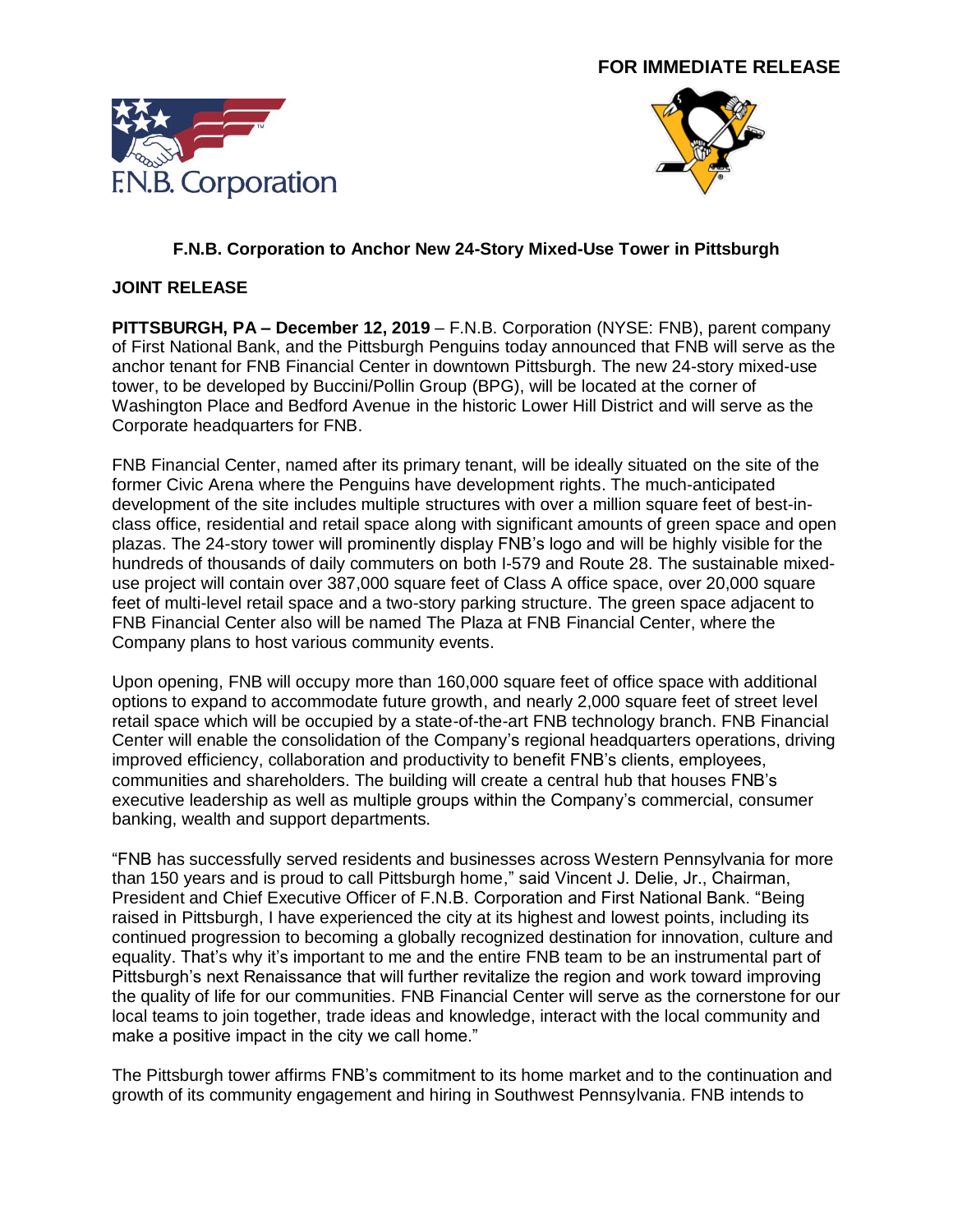**FOR IMMEDIATE RELEASE**

## F.N.B. Corporation to Anchor New 24-Story Mixed-Use Tower in Pittsburgh

**JOINT RELEASE**

**PITTSBURGH, PA – December 12, 2019** – F.N.B. Corporation (NYSE: FNB), parent company of First National Bank, and the Pittsburgh Penguins today announced that FNB will serve as the anchor tenant for FNB Financial Center in downtown Pittsburgh. The new 24-story mixed-use tower, to be developed by Buccini/Pollin Group (BPG), will be located at the corner of Washington Place and Bedford Avenue in the historic Lower Hill District and will serve as the Corporate headquarters for FNB.

FNB Financial Center, named after its primary tenant, will be ideally situated on the site of the former Civic Arena where the Penguins have development rights. The much-anticipated development of the site includes multiple structures with over a million square feet of best-in-class office, residential and retail space along with significant amounts of green space and open plazas. The 24-story tower will prominently display FNB's logo and will be highly visible for the hundreds of thousands of daily commuters on both I-579 and Route 28. The sustainable mixed-use project will contain over 387,000 square feet of Class A office space, over 20,000 square feet of multi-level retail space and a two-story parking structure. The green space adjacent to FNB Financial Center also will be named The Plaza at FNB Financial Center, where the Company plans to host various community events.

Upon opening, FNB will occupy more than 160,000 square feet of office space with additional options to expand to accommodate future growth, and nearly 2,000 square feet of street level retail space which will be occupied by a state-of-the-art FNB technology branch. FNB Financial Center will enable the consolidation of the Company's regional headquarters operations, driving improved efficiency, collaboration and productivity to benefit FNB's clients, employees, communities and shareholders. The building will create a central hub that houses FNB's executive leadership as well as multiple groups within the Company's commercial, consumer banking, wealth and support departments.

"FNB has successfully served residents and businesses across Western Pennsylvania for more than 150 years and is proud to call Pittsburgh home," said Vincent J. Delie, Jr., Chairman, President and Chief Executive Officer of F.N.B. Corporation and First National Bank. "Being raised in Pittsburgh, I have experienced the city at its highest and lowest points, including its continued progression to becoming a globally recognized destination for innovation, culture and equality. That's why it's important to me and the entire FNB team to be an instrumental part of Pittsburgh's next Renaissance that will further revitalize the region and work toward improving the quality of life for our communities. FNB Financial Center will serve as the cornerstone for our local teams to join together, trade ideas and knowledge, interact with the local community and make a positive impact in the city we call home."

The Pittsburgh tower affirms FNB's commitment to its home market and to the continuation and growth of its community engagement and hiring in Southwest Pennsylvania. FNB intends to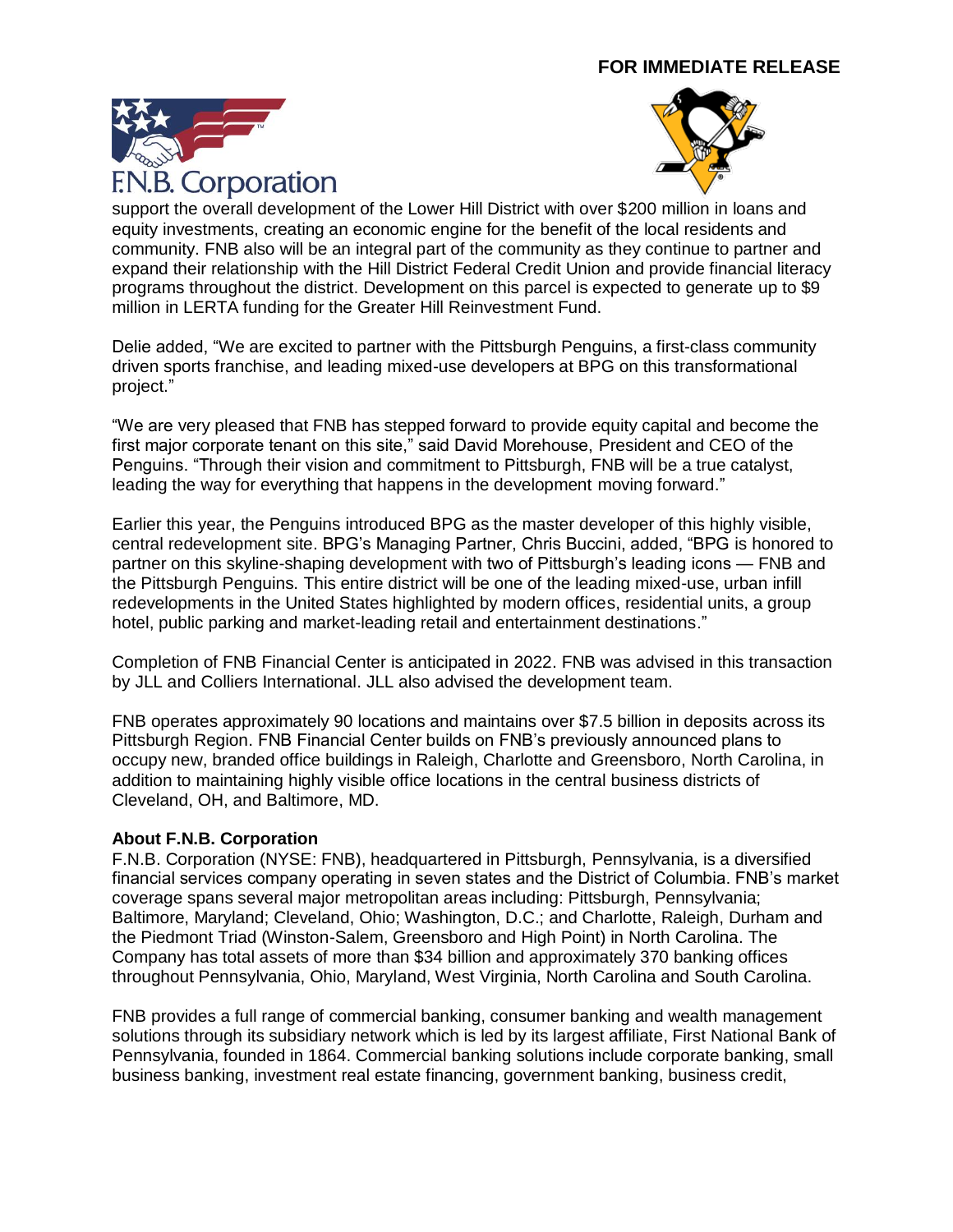support the overall development of the Lower Hill District with over $200 million in loans and equity investments, creating an economic engine for the benefit of the local residents and community. FNB also will be an integral part of the community as they continue to partner and expand their relationship with the Hill District Federal Credit Union and provide financial literacy programs throughout the district. Development on this parcel is expected to generate up to $9 million in LERTA funding for the Greater Hill Reinvestment Fund.

Delie added, "We are excited to partner with the Pittsburgh Penguins, a first-class community driven sports franchise, and leading mixed-use developers at BPG on this transformational project."

"We are very pleased that FNB has stepped forward to provide equity capital and become the first major corporate tenant on this site," said David Morehouse, President and CEO of the Penguins. "Through their vision and commitment to Pittsburgh, FNB will be a true catalyst, leading the way for everything that happens in the development moving forward."

Earlier this year, the Penguins introduced BPG as the master developer of this highly visible, central redevelopment site. BPG's Managing Partner, Chris Buccini, added, "BPG is honored to partner on this skyline-shaping development with two of Pittsburgh's leading icons — FNB and the Pittsburgh Penguins. This entire district will be one of the leading mixed-use, urban infill redevelopments in the United States highlighted by modern offices, residential units, a group hotel, public parking and market-leading retail and entertainment destinations."

Completion of FNB Financial Center is anticipated in 2022. FNB was advised in this transaction by JLL and Colliers International. JLL also advised the development team.

FNB operates approximately 90 locations and maintains over $7.5 billion in deposits across its Pittsburgh Region. FNB Financial Center builds on FNB's previously announced plans to occupy new, branded office buildings in Raleigh, Charlotte and Greensboro, North Carolina, in addition to maintaining highly visible office locations in the central business districts of Cleveland, OH, and Baltimore, MD.

**About F.N.B. Corporation**

F.N.B. Corporation (NYSE: FNB), headquartered in Pittsburgh, Pennsylvania, is a diversified financial services company operating in seven states and the District of Columbia. FNB's market coverage spans several major metropolitan areas including: Pittsburgh, Pennsylvania; Baltimore, Maryland; Cleveland, Ohio; Washington, D.C.; and Charlotte, Raleigh, Durham and the Piedmont Triad (Winston-Salem, Greensboro and High Point) in North Carolina. The Company has total assets of more than $34 billion and approximately 370 banking offices throughout Pennsylvania, Ohio, Maryland, West Virginia, North Carolina and South Carolina.

FNB provides a full range of commercial banking, consumer banking and wealth management solutions through its subsidiary network which is led by its largest affiliate, First National Bank of Pennsylvania, founded in 1864. Commercial banking solutions include corporate banking, small business banking, investment real estate financing, government banking, business credit,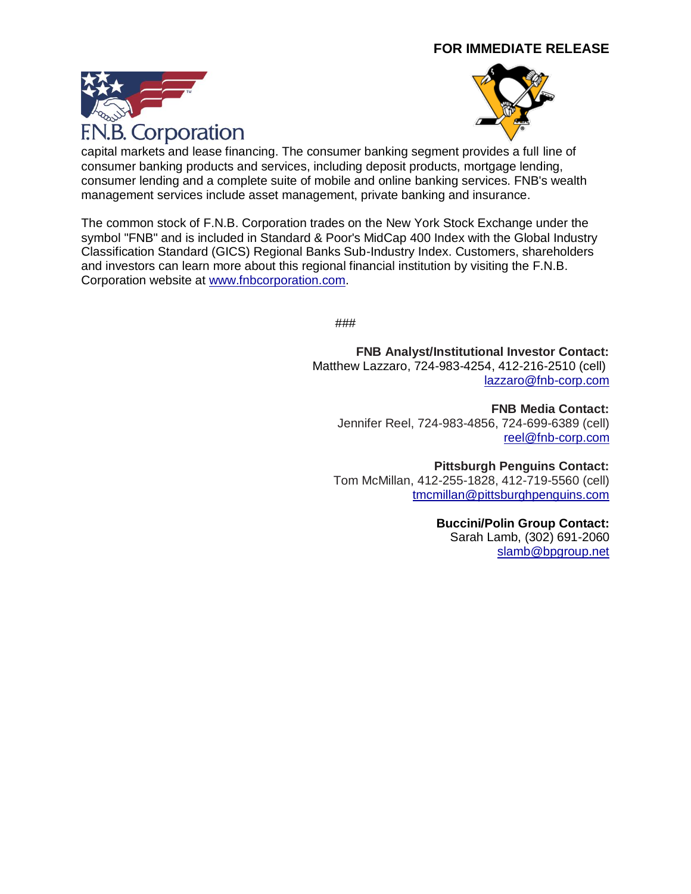**FOR IMMEDIATE RELEASE**

capital markets and lease financing. The consumer banking segment provides a full line of consumer banking products and services, including deposit products, mortgage lending, consumer lending and a complete suite of mobile and online banking services. FNB's wealth management services include asset management, private banking and insurance.

The common stock of F.N.B. Corporation trades on the New York Stock Exchange under the symbol "FNB" and is included in Standard & Poor's MidCap 400 Index with the Global Industry Classification Standard (GICS) Regional Banks Sub-Industry Index. Customers, shareholders and investors can learn more about this regional financial institution by visiting the F.N.B. Corporation website at www.fnbcorporation.com.

###

**FNB Analyst/Institutional Investor Contact:**
Matthew Lazzaro, 724-983-4254, 412-216-2510 (cell)
lazzaro@fnb-corp.com

**FNB Media Contact:**
Jennifer Reel, 724-983-4856, 724-699-6389 (cell)
reel@fnb-corp.com

**Pittsburgh Penguins Contact:**
Tom McMillan, 412-255-1828, 412-719-5560 (cell)
tmcmillan@pittsburghpenguins.com

**Buccini/Polin Group Contact:**
Sarah Lamb, (302) 691-2060
slamb@bpgroup.net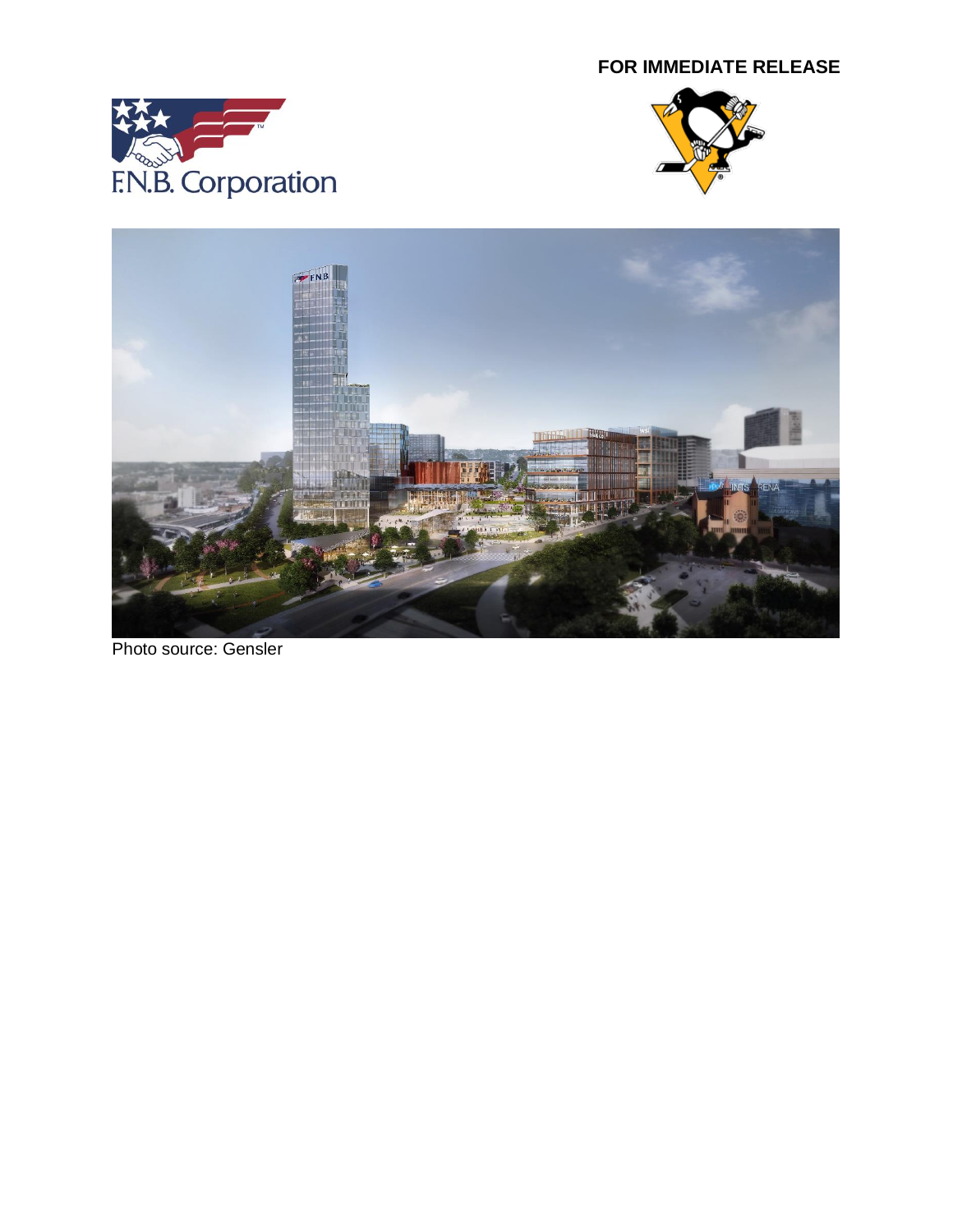**FOR IMMEDIATE RELEASE**

Photo source: Gensler